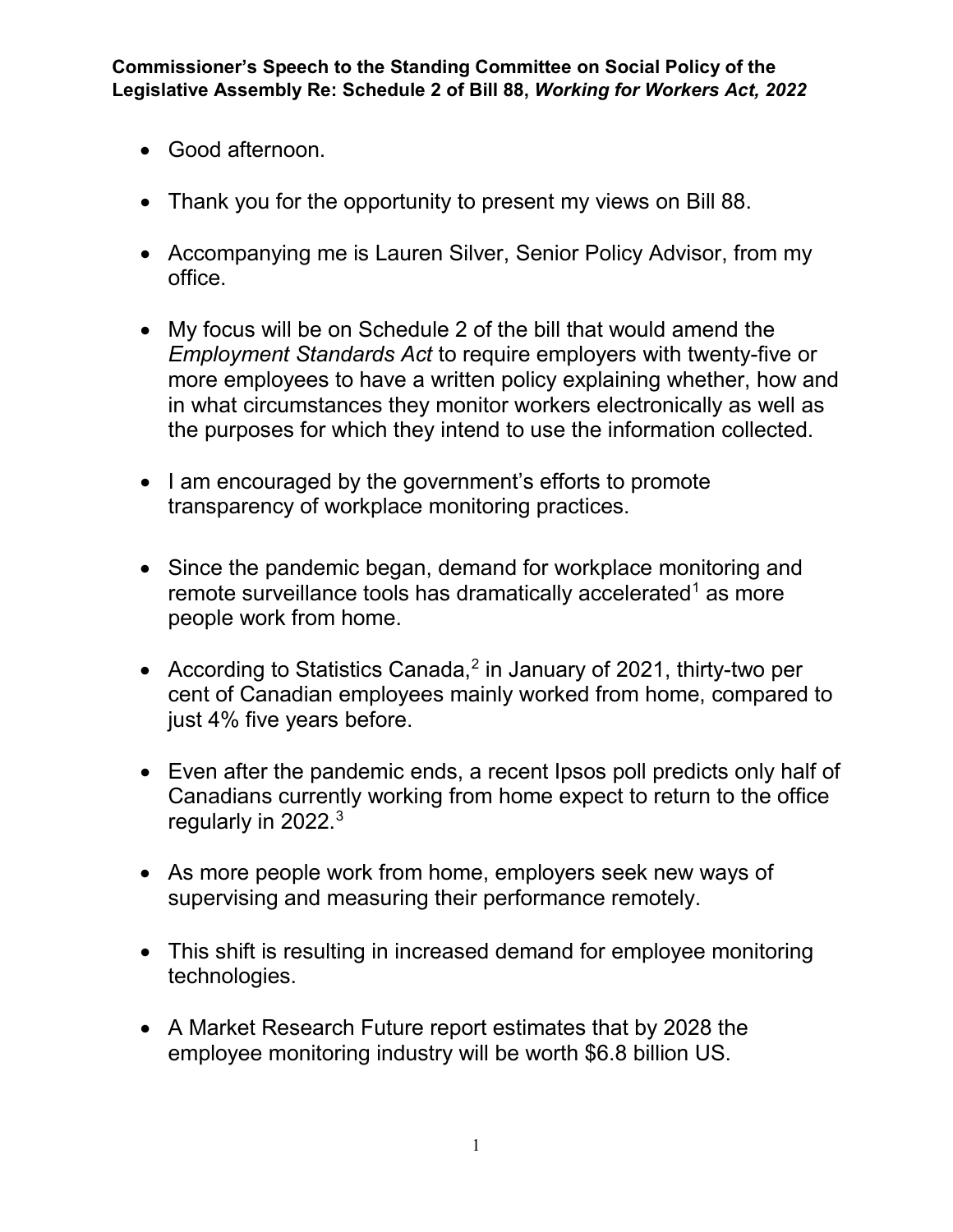**Commissioner's Speech to the Standing Committee on Social Policy of the Legislative Assembly Re: Schedule 2 of Bill 88, *Working for Workers Act, 2022***

- Good afternoon.
- Thank you for the opportunity to present my views on Bill 88.
- Accompanying me is Lauren Silver, Senior Policy Advisor, from my office.
- My focus will be on Schedule 2 of the bill that would amend the *Employment Standards Act* to require employers with twenty-five or more employees to have a written policy explaining whether, how and in what circumstances they monitor workers electronically as well as the purposes for which they intend to use the information collected.
- I am encouraged by the government's efforts to promote transparency of workplace monitoring practices.
- Since the pandemic began, demand for workplace monitoring and remote surveillance tools has dramatically accelerated[1] as more people work from home.
- According to Statistics Canada,[2] in January of 2021, thirty-two per cent of Canadian employees mainly worked from home, compared to just 4% five years before.
- Even after the pandemic ends, a recent Ipsos poll predicts only half of Canadians currently working from home expect to return to the office regularly in 2022.[3]
- As more people work from home, employers seek new ways of supervising and measuring their performance remotely.
- This shift is resulting in increased demand for employee monitoring technologies.
- A Market Research Future report estimates that by 2028 the employee monitoring industry will be worth $6.8 billion US.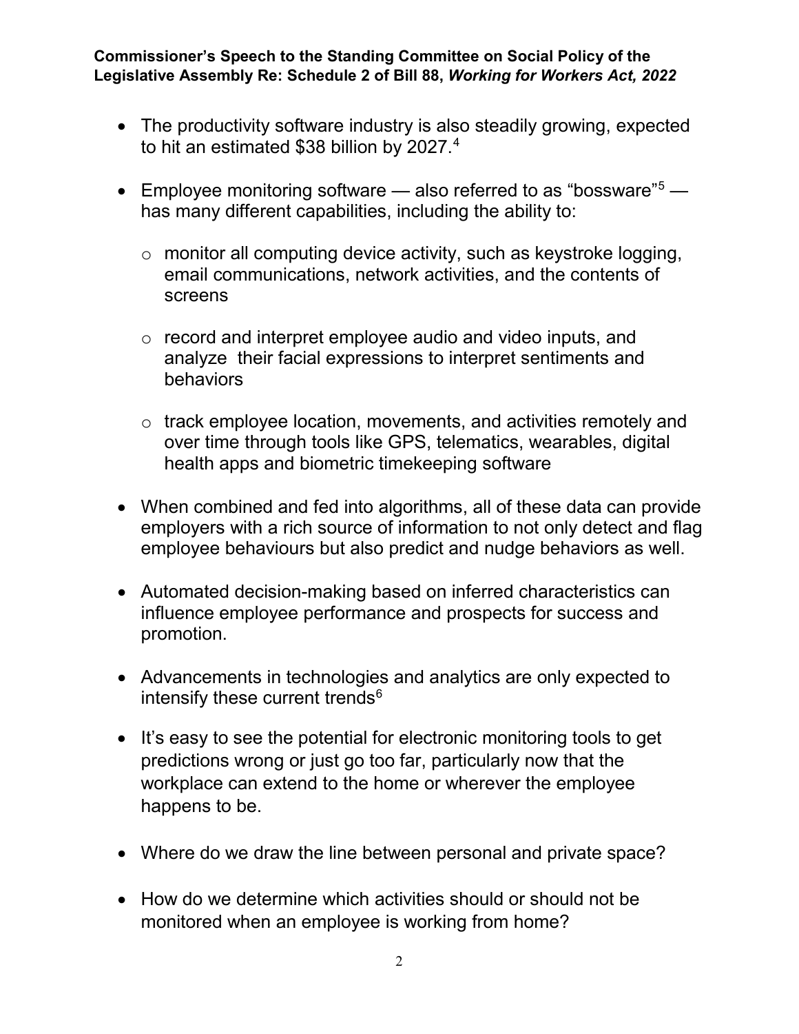- The productivity software industry is also steadily growing, expected to hit an estimated $38 billion by 2027.[4]
- Employee monitoring software — also referred to as "bossware"[5] — has many different capabilities, including the ability to:
  - monitor all computing device activity, such as keystroke logging, email communications, network activities, and the contents of screens
  - record and interpret employee audio and video inputs, and analyze their facial expressions to interpret sentiments and behaviors
  - track employee location, movements, and activities remotely and over time through tools like GPS, telematics, wearables, digital health apps and biometric timekeeping software
- When combined and fed into algorithms, all of these data can provide employers with a rich source of information to not only detect and flag employee behaviours but also predict and nudge behaviors as well.
- Automated decision-making based on inferred characteristics can influence employee performance and prospects for success and promotion.
- Advancements in technologies and analytics are only expected to intensify these current trends[6]
- It's easy to see the potential for electronic monitoring tools to get predictions wrong or just go too far, particularly now that the workplace can extend to the home or wherever the employee happens to be.
- Where do we draw the line between personal and private space?
- How do we determine which activities should or should not be monitored when an employee is working from home?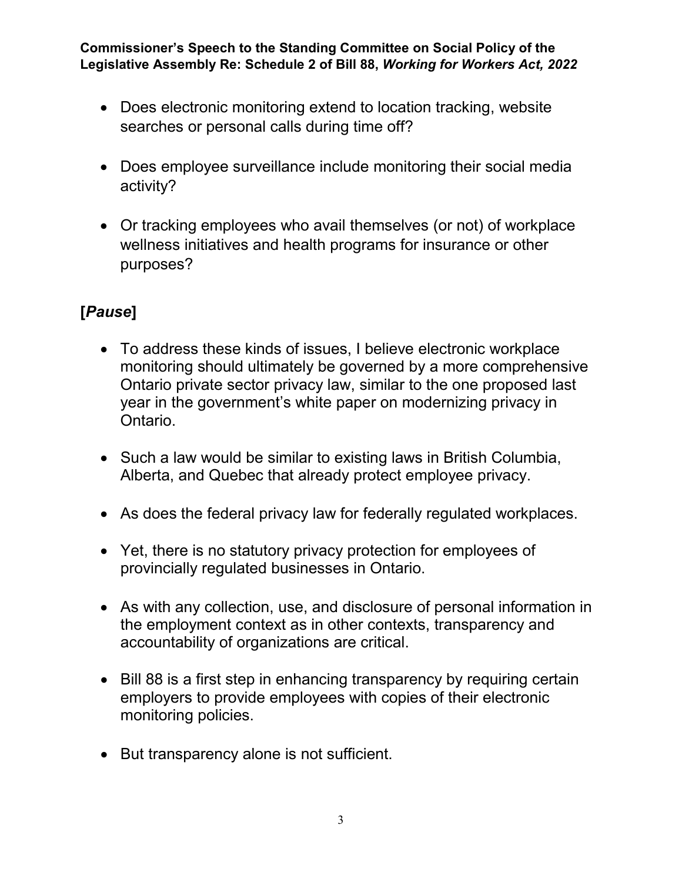- Does electronic monitoring extend to location tracking, website searches or personal calls during time off?

- Does employee surveillance include monitoring their social media activity?

- Or tracking employees who avail themselves (or not) of workplace wellness initiatives and health programs for insurance or other purposes?

## [*Pause*]

- To address these kinds of issues, I believe electronic workplace monitoring should ultimately be governed by a more comprehensive Ontario private sector privacy law, similar to the one proposed last year in the government's white paper on modernizing privacy in Ontario.

- Such a law would be similar to existing laws in British Columbia, Alberta, and Quebec that already protect employee privacy.

- As does the federal privacy law for federally regulated workplaces.

- Yet, there is no statutory privacy protection for employees of provincially regulated businesses in Ontario.

- As with any collection, use, and disclosure of personal information in the employment context as in other contexts, transparency and accountability of organizations are critical.

- Bill 88 is a first step in enhancing transparency by requiring certain employers to provide employees with copies of their electronic monitoring policies.

- But transparency alone is not sufficient.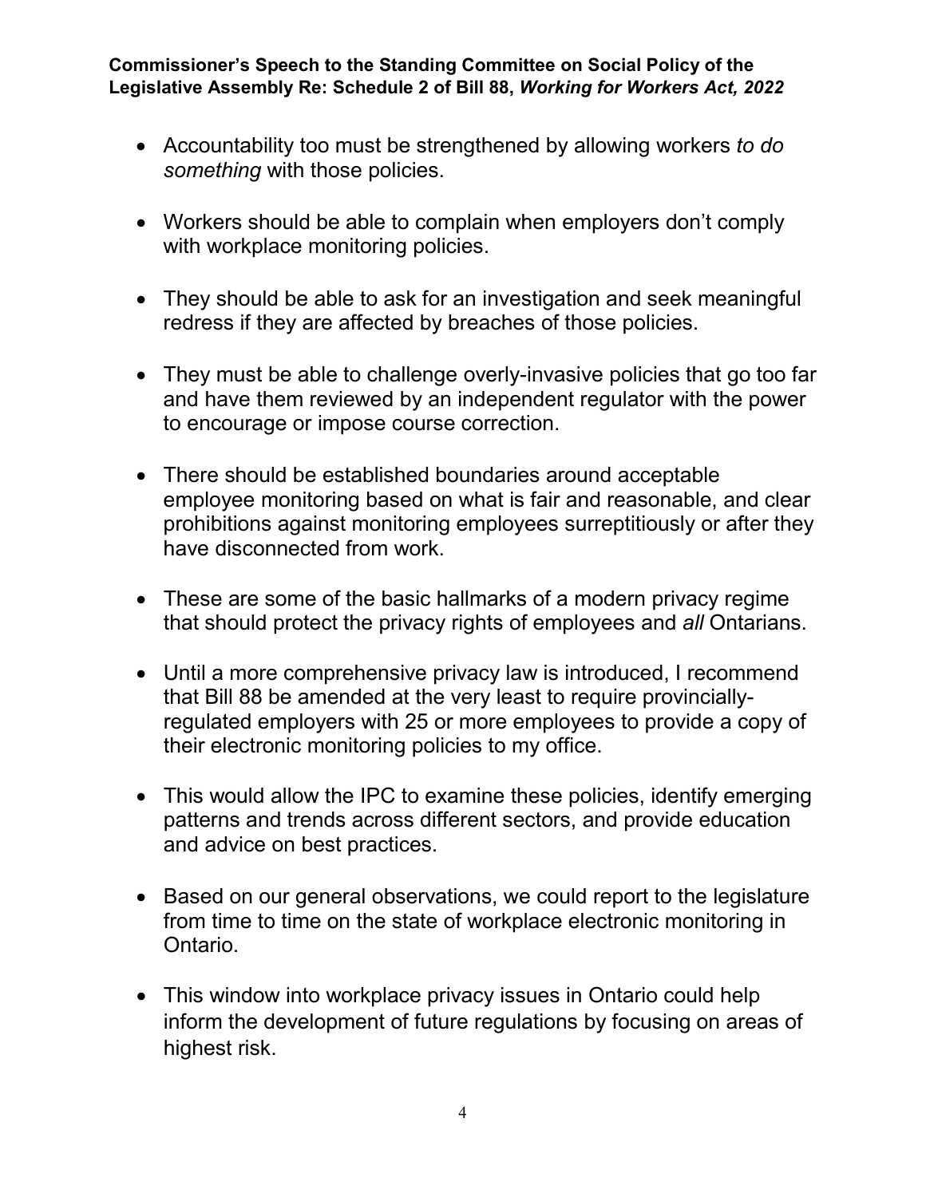- Accountability too must be strengthened by allowing workers *to do something* with those policies.

- Workers should be able to complain when employers don't comply with workplace monitoring policies.

- They should be able to ask for an investigation and seek meaningful redress if they are affected by breaches of those policies.

- They must be able to challenge overly-invasive policies that go too far and have them reviewed by an independent regulator with the power to encourage or impose course correction.

- There should be established boundaries around acceptable employee monitoring based on what is fair and reasonable, and clear prohibitions against monitoring employees surreptitiously or after they have disconnected from work.

- These are some of the basic hallmarks of a modern privacy regime that should protect the privacy rights of employees and *all* Ontarians.

- Until a more comprehensive privacy law is introduced, I recommend that Bill 88 be amended at the very least to require provincially-regulated employers with 25 or more employees to provide a copy of their electronic monitoring policies to my office.

- This would allow the IPC to examine these policies, identify emerging patterns and trends across different sectors, and provide education and advice on best practices.

- Based on our general observations, we could report to the legislature from time to time on the state of workplace electronic monitoring in Ontario.

- This window into workplace privacy issues in Ontario could help inform the development of future regulations by focusing on areas of highest risk.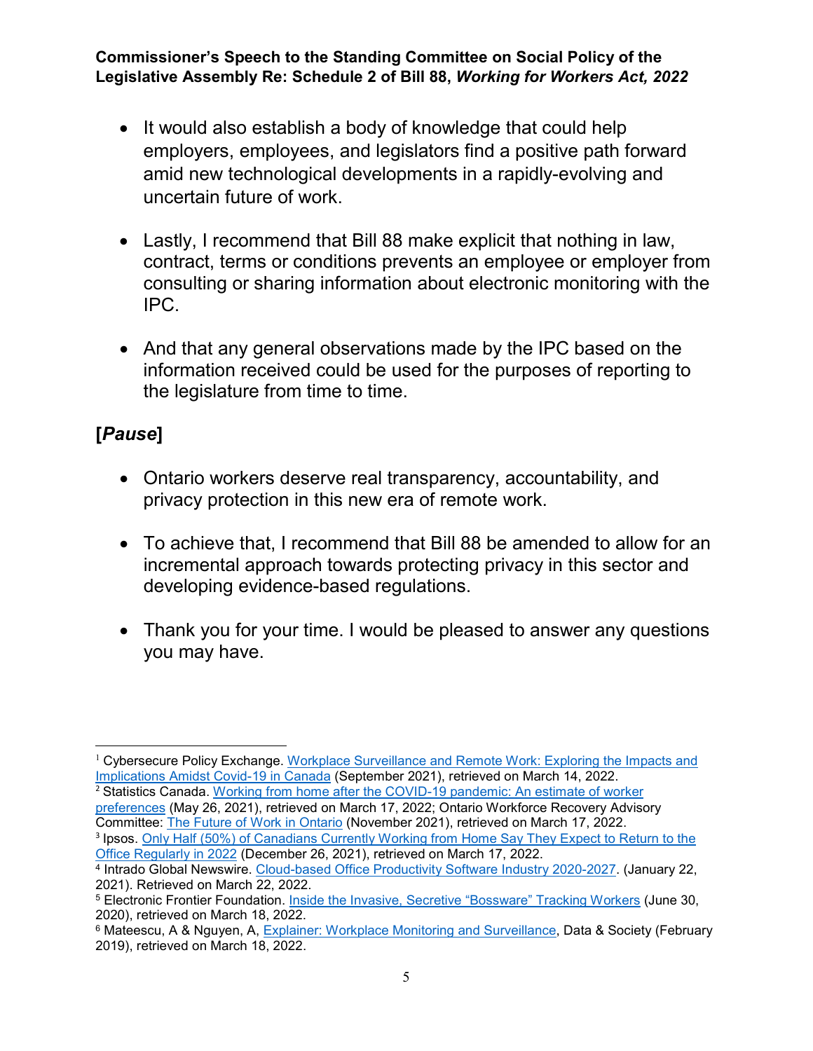- It would also establish a body of knowledge that could help employers, employees, and legislators find a positive path forward amid new technological developments in a rapidly-evolving and uncertain future of work.

- Lastly, I recommend that Bill 88 make explicit that nothing in law, contract, terms or conditions prevents an employee or employer from consulting or sharing information about electronic monitoring with the IPC.

- And that any general observations made by the IPC based on the information received could be used for the purposes of reporting to the legislature from time to time.

**[*Pause*]**

- Ontario workers deserve real transparency, accountability, and privacy protection in this new era of remote work.

- To achieve that, I recommend that Bill 88 be amended to allow for an incremental approach towards protecting privacy in this sector and developing evidence-based regulations.

- Thank you for your time. I would be pleased to answer any questions you may have.

---

[1] Cybersecure Policy Exchange. Workplace Surveillance and Remote Work: Exploring the Impacts and Implications Amidst Covid-19 in Canada (September 2021), retrieved on March 14, 2022.

[2] Statistics Canada. Working from home after the COVID-19 pandemic: An estimate of worker preferences (May 26, 2021), retrieved on March 17, 2022; Ontario Workforce Recovery Advisory Committee: The Future of Work in Ontario (November 2021), retrieved on March 17, 2022.

[3] Ipsos. Only Half (50%) of Canadians Currently Working from Home Say They Expect to Return to the Office Regularly in 2022 (December 26, 2021), retrieved on March 17, 2022.

[4] Intrado Global Newswire. Cloud-based Office Productivity Software Industry 2020-2027. (January 22, 2021). Retrieved on March 22, 2022.

[5] Electronic Frontier Foundation. Inside the Invasive, Secretive "Bossware" Tracking Workers (June 30, 2020), retrieved on March 18, 2022.

[6] Mateescu, A & Nguyen, A, Explainer: Workplace Monitoring and Surveillance, Data & Society (February 2019), retrieved on March 18, 2022.